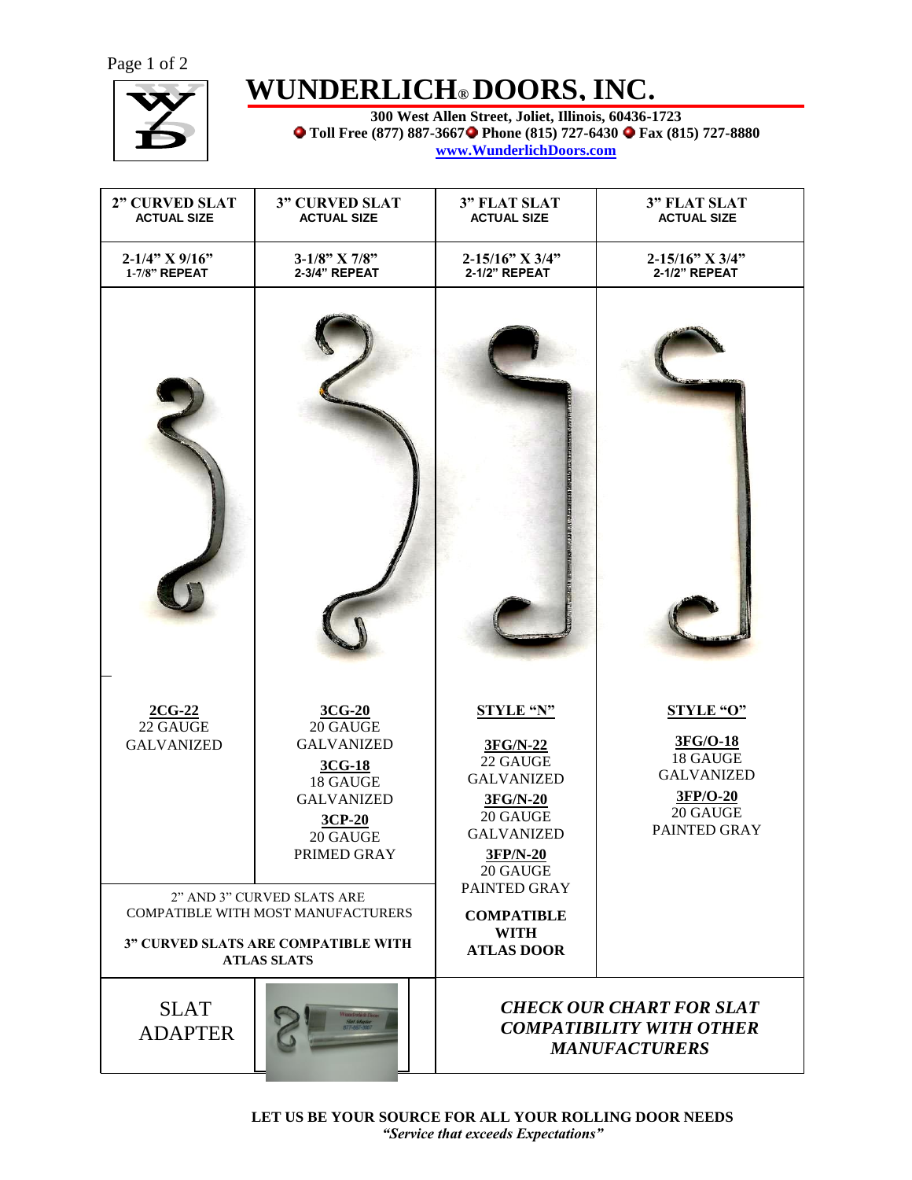# WUNDERLICH® DOORS, INC.

**300 West Allen Street, Joliet, Illinois, 60436-1723**
**Toll Free (877) 887-3667 Phone (815) 727-6430 Fax (815) 727-8880**
**www.WunderlichDoors.com**

| 2" CURVED SLAT ACTUAL SIZE | 3" CURVED SLAT ACTUAL SIZE | 3" FLAT SLAT ACTUAL SIZE | 3" FLAT SLAT ACTUAL SIZE |
|---|---|---|---|
| 2-1/4" X 9/16" 1-7/8" REPEAT | 3-1/8" X 7/8" 2-3/4" REPEAT | 2-15/16" X 3/4" 2-1/2" REPEAT | 2-15/16" X 3/4" 2-1/2" REPEAT |
| **2CG-22** 22 GAUGE GALVANIZED | **3CG-20** 20 GAUGE GALVANIZED<br>**3CG-18** 18 GAUGE GALVANIZED<br>**3CP-20** 20 GAUGE PRIMED GRAY | **STYLE "N"**<br>**3FG/N-22** 22 GAUGE GALVANIZED<br>**3FG/N-20** 20 GAUGE GALVANIZED<br>**3FP/N-20** 20 GAUGE PAINTED GRAY<br>**COMPATIBLE WITH ATLAS DOOR** | **STYLE "O"**<br>**3FG/O-18** 18 GAUGE GALVANIZED<br>**3FP/O-20** 20 GAUGE PAINTED GRAY |
| 2" AND 3" CURVED SLATS ARE COMPATIBLE WITH MOST MANUFACTURERS<br>**3" CURVED SLATS ARE COMPATIBLE WITH ATLAS SLATS** | | | |
| SLAT ADAPTER | | ***CHECK OUR CHART FOR SLAT COMPATIBILITY WITH OTHER MANUFACTURERS*** | |

**LET US BE YOUR SOURCE FOR ALL YOUR ROLLING DOOR NEEDS**
***"Service that exceeds Expectations"***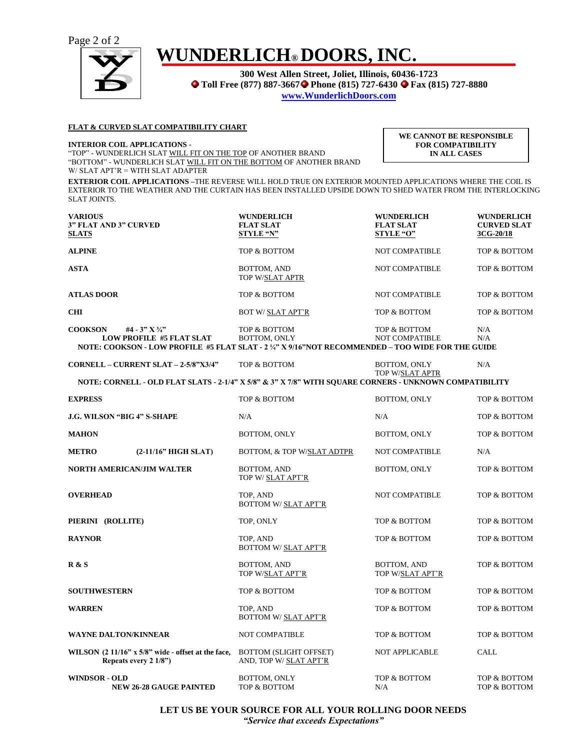# WUNDERLICH® DOORS, INC.

**300 West Allen Street, Joliet, Illinois, 60436-1723**
**Toll Free (877) 887-3667 Phone (815) 727-6430 Fax (815) 727-8880**
**www.WunderlichDoors.com**

**FLAT & CURVED SLAT COMPATIBILITY CHART**

**WE CANNOT BE RESPONSIBLE FOR COMPATIBILITY IN ALL CASES**

**INTERIOR COIL APPLICATIONS -**
"TOP" - WUNDERLICH SLAT WILL FIT ON THE TOP OF ANOTHER BRAND
"BOTTOM" - WUNDERLICH SLAT WILL FIT ON THE BOTTOM OF ANOTHER BRAND
W/ SLAT APT'R = WITH SLAT ADAPTER

**EXTERIOR COIL APPLICATIONS** –THE REVERSE WILL HOLD TRUE ON EXTERIOR MOUNTED APPLICATIONS WHERE THE COIL IS EXTERIOR TO THE WEATHER AND THE CURTAIN HAS BEEN INSTALLED UPSIDE DOWN TO SHED WATER FROM THE INTERLOCKING SLAT JOINTS.

| VARIOUS 3" FLAT AND 3" CURVED SLATS | WUNDERLICH FLAT SLAT STYLE "N" | WUNDERLICH FLAT SLAT STYLE "O" | WUNDERLICH CURVED SLAT 3CG-20/18 |
|---|---|---|---|
| **ALPINE** | TOP & BOTTOM | NOT COMPATIBLE | TOP & BOTTOM |
| **ASTA** | BOTTOM, AND TOP W/SLAT APTR | NOT COMPATIBLE | TOP & BOTTOM |
| **ATLAS DOOR** | TOP & BOTTOM | NOT COMPATIBLE | TOP & BOTTOM |
| **CHI** | BOT W/ SLAT APT'R | TOP & BOTTOM | TOP & BOTTOM |
| **COOKSON #4 - 3" X ¾"** | TOP & BOTTOM | TOP & BOTTOM | N/A |
| **LOW PROFILE #5 FLAT SLAT** | BOTTOM, ONLY | NOT COMPATIBLE | N/A |
| **NOTE: COOKSON - LOW PROFILE #5 FLAT SLAT - 2 ¼" X 9/16"NOT RECOMMENDED – TOO WIDE FOR THE GUIDE** | | | |
| **CORNELL – CURRENT SLAT – 2-5/8"X3/4"** | TOP & BOTTOM | BOTTOM, ONLY TOP W/SLAT APTR | N/A |
| **NOTE: CORNELL - OLD FLAT SLATS - 2-1/4" X 5/8" & 3" X 7/8" WITH SQUARE CORNERS - UNKNOWN COMPATIBILITY** | | | |
| **EXPRESS** | TOP & BOTTOM | BOTTOM, ONLY | TOP & BOTTOM |
| **J.G. WILSON "BIG 4" S-SHAPE** | N/A | N/A | TOP & BOTTOM |
| **MAHON** | BOTTOM, ONLY | BOTTOM, ONLY | TOP & BOTTOM |
| **METRO (2-11/16" HIGH SLAT)** | BOTTOM, & TOP W/SLAT ADTPR | NOT COMPATIBLE | N/A |
| **NORTH AMERICAN/JIM WALTER** | BOTTOM, AND TOP W/ SLAT APT'R | BOTTOM, ONLY | TOP & BOTTOM |
| **OVERHEAD** | TOP, AND BOTTOM W/ SLAT APT'R | NOT COMPATIBLE | TOP & BOTTOM |
| **PIERINI (ROLLITE)** | TOP, ONLY | TOP & BOTTOM | TOP & BOTTOM |
| **RAYNOR** | TOP, AND BOTTOM W/ SLAT APT'R | TOP & BOTTOM | TOP & BOTTOM |
| **R & S** | BOTTOM, AND TOP W/SLAT APT'R | BOTTOM, AND TOP W/SLAT APT'R | TOP & BOTTOM |
| **SOUTHWESTERN** | TOP & BOTTOM | TOP & BOTTOM | TOP & BOTTOM |
| **WARREN** | TOP, AND BOTTOM W/ SLAT APT'R | TOP & BOTTOM | TOP & BOTTOM |
| **WAYNE DALTON/KINNEAR** | NOT COMPATIBLE | TOP & BOTTOM | TOP & BOTTOM |
| **WILSON (2 11/16" x 5/8" wide - offset at the face, Repeats every 2 1/8")** | BOTTOM (SLIGHT OFFSET) AND, TOP W/ SLAT APT'R | NOT APPLICABLE | CALL |
| **WINDSOR - OLD** | BOTTOM, ONLY | TOP & BOTTOM | TOP & BOTTOM |
| **NEW 26-28 GAUGE PAINTED** | TOP & BOTTOM | N/A | TOP & BOTTOM |

**LET US BE YOUR SOURCE FOR ALL YOUR ROLLING DOOR NEEDS**
***"Service that exceeds Expectations"***